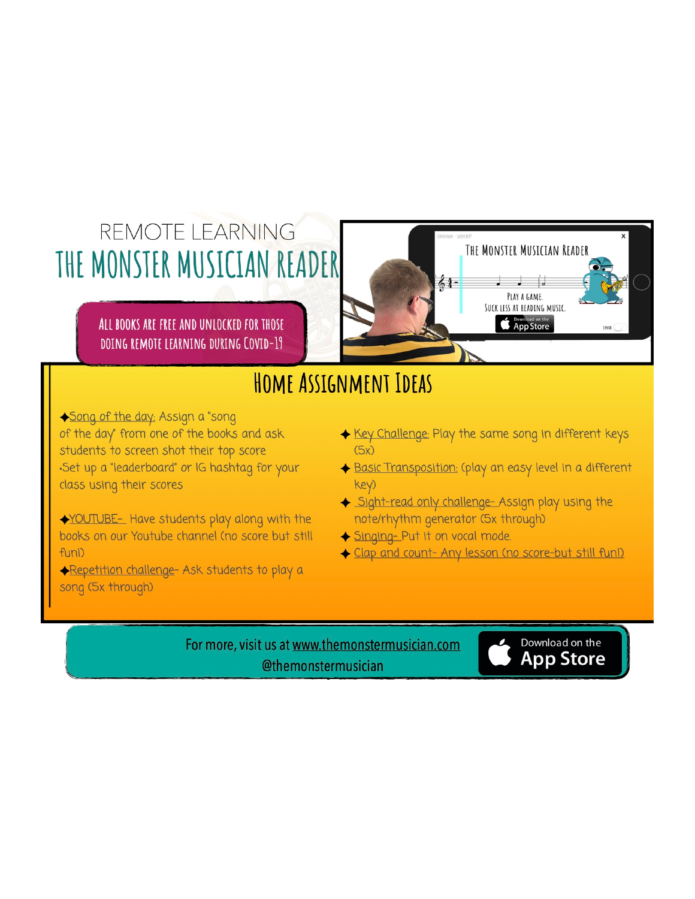REMOTE LEARNING

# THE MONSTER MUSICIAN READER

ALL BOOKS ARE FREE AND UNLOCKED FOR THOSE DOING REMOTE LEARNING DURING COVID-19

THE MONSTER MUSICIAN READER

PLAY A GAME.
SUCK LESS AT READING MUSIC.

## HOME ASSIGNMENT IDEAS

- Song of the day: Assign a "song of the day" from one of the books and ask students to screen shot their top score
  - Set up a "leaderboard" or IG hashtag for your class using their scores
- YOUTUBE- Have students play along with the books on our Youtube channel (no score but still fun!)
- Repetition challenge- Ask students to play a song (5x through)
- Key Challenge: Play the same song in different keys (5x)
- Basic Transposition: (play an easy level in a different key)
- Sight-read only challenge- Assign play using the note/rhythm generator (5x through)
- Singing- Put it on vocal mode.
- Clap and count- Any lesson (no score-but still fun!)

For more, visit us at www.themonstermusician.com
@themonstermusician

Download on the App Store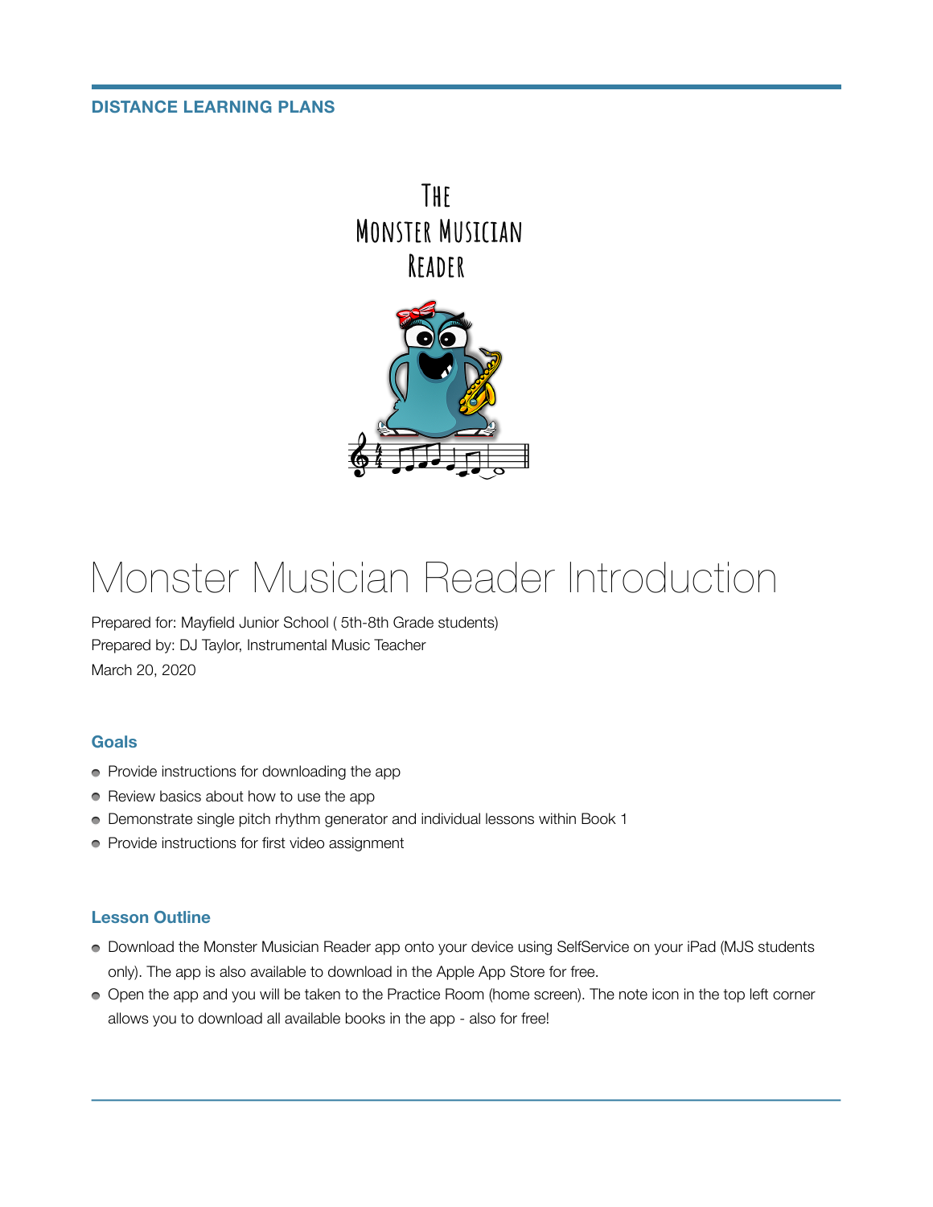DISTANCE LEARNING PLANS

The Monster Musician Reader

# Monster Musician Reader Introduction

Prepared for: Mayfield Junior School ( 5th-8th Grade students)
Prepared by: DJ Taylor, Instrumental Music Teacher
March 20, 2020

## Goals

- Provide instructions for downloading the app
- Review basics about how to use the app
- Demonstrate single pitch rhythm generator and individual lessons within Book 1
- Provide instructions for first video assignment

## Lesson Outline

- Download the Monster Musician Reader app onto your device using SelfService on your iPad (MJS students only). The app is also available to download in the Apple App Store for free.
- Open the app and you will be taken to the Practice Room (home screen). The note icon in the top left corner allows you to download all available books in the app - also for free!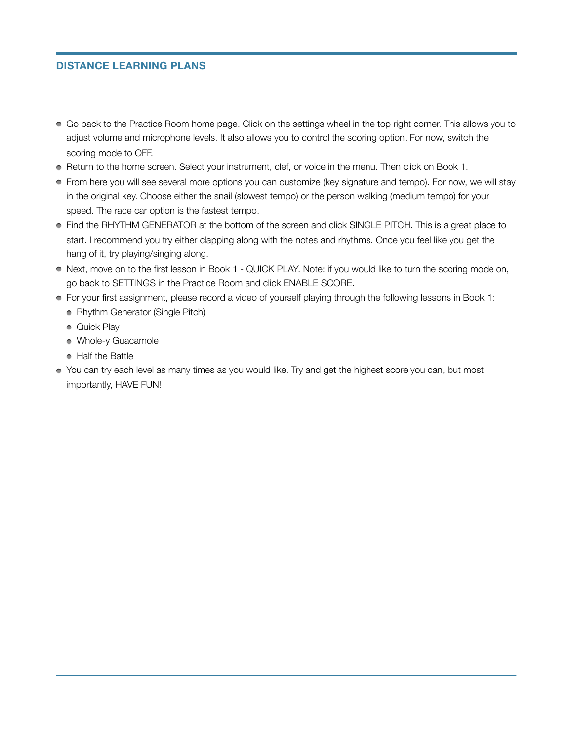## DISTANCE LEARNING PLANS

- Go back to the Practice Room home page. Click on the settings wheel in the top right corner. This allows you to adjust volume and microphone levels. It also allows you to control the scoring option. For now, switch the scoring mode to OFF.
- Return to the home screen. Select your instrument, clef, or voice in the menu. Then click on Book 1.
- From here you will see several more options you can customize (key signature and tempo). For now, we will stay in the original key. Choose either the snail (slowest tempo) or the person walking (medium tempo) for your speed. The race car option is the fastest tempo.
- Find the RHYTHM GENERATOR at the bottom of the screen and click SINGLE PITCH. This is a great place to start. I recommend you try either clapping along with the notes and rhythms. Once you feel like you get the hang of it, try playing/singing along.
- Next, move on to the first lesson in Book 1 - QUICK PLAY. Note: if you would like to turn the scoring mode on, go back to SETTINGS in the Practice Room and click ENABLE SCORE.
- For your first assignment, please record a video of yourself playing through the following lessons in Book 1:
  - Rhythm Generator (Single Pitch)
  - Quick Play
  - Whole-y Guacamole
  - Half the Battle
- You can try each level as many times as you would like. Try and get the highest score you can, but most importantly, HAVE FUN!